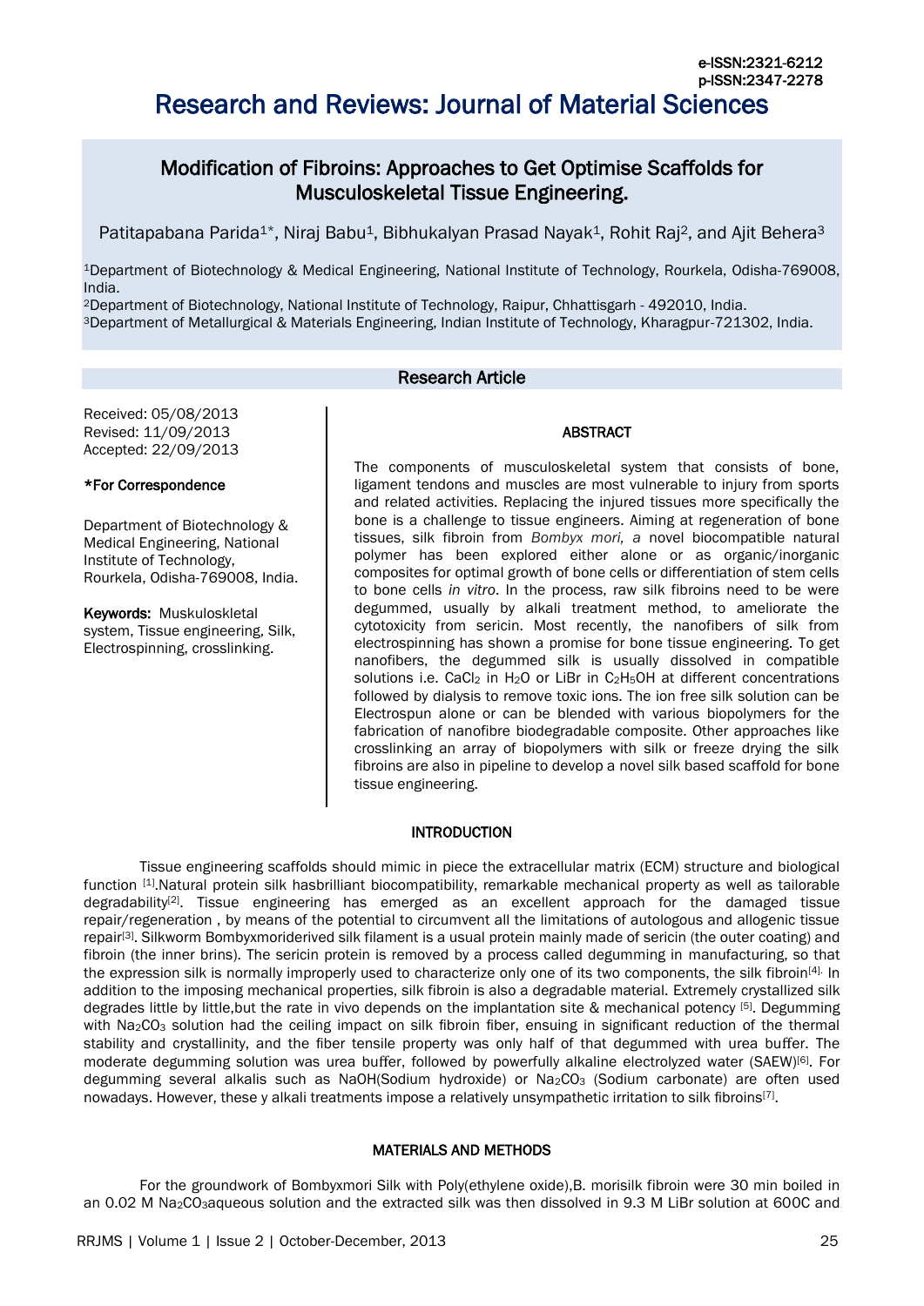e-ISSN:2321-6212
p-ISSN:2347-2278

# Research and Reviews: Journal of Material Sciences

## Modification of Fibroins: Approaches to Get Optimise Scaffolds for Musculoskeletal Tissue Engineering.

Patitapabana Parida[1]*, Niraj Babu[1], Bibhukalyan Prasad Nayak[1], Rohit Raj[2], and Ajit Behera[3]

[1]Department of Biotechnology & Medical Engineering, National Institute of Technology, Rourkela, Odisha-769008, India.
[2]Department of Biotechnology, National Institute of Technology, Raipur, Chhattisgarh - 492010, India.
[3]Department of Metallurgical & Materials Engineering, Indian Institute of Technology, Kharagpur-721302, India.

**Research Article**

Received: 05/08/2013
Revised: 11/09/2013
Accepted: 22/09/2013

**\*For Correspondence**

Department of Biotechnology & Medical Engineering, National Institute of Technology, Rourkela, Odisha-769008, India.

**Keywords:** Muskuloskeletal system, Tissue engineering, Silk, Electrospinning, crosslinking.

### ABSTRACT

The components of musculoskeletal system that consists of bone, ligament tendons and muscles are most vulnerable to injury from sports and related activities. Replacing the injured tissues more specifically the bone is a challenge to tissue engineers. Aiming at regeneration of bone tissues, silk fibroin from *Bombyx mori, a* novel biocompatible natural polymer has been explored either alone or as organic/inorganic composites for optimal growth of bone cells or differentiation of stem cells to bone cells *in vitro*. In the process, raw silk fibroins need to be were degummed, usually by alkali treatment method, to ameliorate the cytotoxicity from sericin. Most recently, the nanofibers of silk from electrospinning has shown a promise for bone tissue engineering. To get nanofibers, the degummed silk is usually dissolved in compatible solutions i.e. $CaCl_2$ in $H_2O$ or LiBr in $C_2H_5OH$ at different concentrations followed by dialysis to remove toxic ions. The ion free silk solution can be Electrospun alone or can be blended with various biopolymers for the fabrication of nanofibre biodegradable composite. Other approaches like crosslinking an array of biopolymers with silk or freeze drying the silk fibroins are also in pipeline to develop a novel silk based scaffold for bone tissue engineering.

### INTRODUCTION

Tissue engineering scaffolds should mimic in piece the extracellular matrix (ECM) structure and biological function [1].Natural protein silk hasbrilliant biocompatibility, remarkable mechanical property as well as tailorable degradability[2]. Tissue engineering has emerged as an excellent approach for the damaged tissue repair/regeneration , by means of the potential to circumvent all the limitations of autologous and allogenic tissue repair[3]. Silkworm Bombyxmoriderived silk filament is a usual protein mainly made of sericin (the outer coating) and fibroin (the inner brins). The sericin protein is removed by a process called degumming in manufacturing, so that the expression silk is normally improperly used to characterize only one of its two components, the silk fibroin[4]. In addition to the imposing mechanical properties, silk fibroin is also a degradable material. Extremely crystallized silk degrades little by little,but the rate in vivo depends on the implantation site & mechanical potency [5]. Degumming with $Na_2CO_3$ solution had the ceiling impact on silk fibroin fiber, ensuing in significant reduction of the thermal stability and crystallinity, and the fiber tensile property was only half of that degummed with urea buffer. The moderate degumming solution was urea buffer, followed by powerfully alkaline electrolyzed water (SAEW)[6]. For degumming several alkalis such as NaOH(Sodium hydroxide) or $Na_2CO_3$ (Sodium carbonate) are often used nowadays. However, these y alkali treatments impose a relatively unsympathetic irritation to silk fibroins[7].

### MATERIALS AND METHODS

For the groundwork of Bombyxmori Silk with Poly(ethylene oxide),B. morisilk fibroin were 30 min boiled in an 0.02 M $Na_2CO_3$aqueous solution and the extracted silk was then dissolved in 9.3 M LiBr solution at 600C and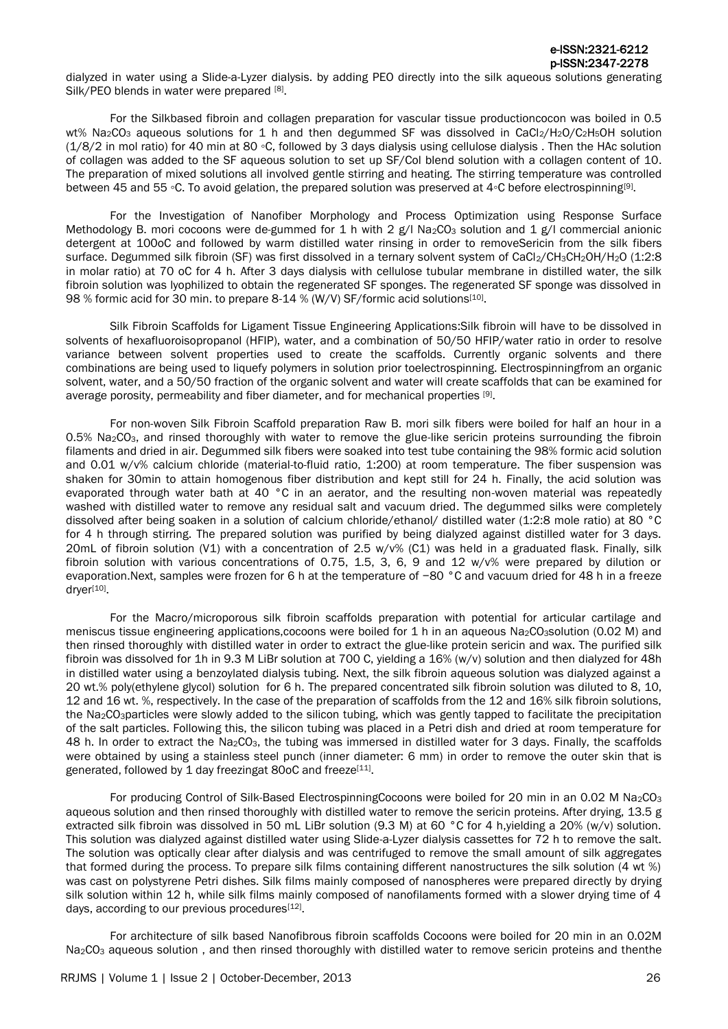dialyzed in water using a Slide-a-Lyzer dialysis. by adding PEO directly into the silk aqueous solutions generating Silk/PEO blends in water were prepared [8].

For the Silkbased fibroin and collagen preparation for vascular tissue productioncocon was boiled in 0.5 wt% $Na_2CO_3$ aqueous solutions for 1 h and then degummed SF was dissolved in $CaCl_2/H_2O/C_2H_5OH$ solution (1/8/2 in mol ratio) for 40 min at 80 ◦C, followed by 3 days dialysis using cellulose dialysis . Then the HAc solution of collagen was added to the SF aqueous solution to set up SF/Col blend solution with a collagen content of 10. The preparation of mixed solutions all involved gentle stirring and heating. The stirring temperature was controlled between 45 and 55 ◦C. To avoid gelation, the prepared solution was preserved at 4◦C before electrospinning[9].

For the Investigation of Nanofiber Morphology and Process Optimization using Response Surface Methodology B. mori cocoons were de-gummed for 1 h with 2 g/l $Na_2CO_3$ solution and 1 g/l commercial anionic detergent at 100oC and followed by warm distilled water rinsing in order to removeSericin from the silk fibers surface. Degummed silk fibroin (SF) was first dissolved in a ternary solvent system of $CaCl_2/CH_3CH_2OH/H_2O$ (1:2:8 in molar ratio) at 70 oC for 4 h. After 3 days dialysis with cellulose tubular membrane in distilled water, the silk fibroin solution was lyophilized to obtain the regenerated SF sponges. The regenerated SF sponge was dissolved in 98 % formic acid for 30 min. to prepare 8-14 % (W/V) SF/formic acid solutions[10].

Silk Fibroin Scaffolds for Ligament Tissue Engineering Applications:Silk fibroin will have to be dissolved in solvents of hexafluoroisopropanol (HFIP), water, and a combination of 50/50 HFIP/water ratio in order to resolve variance between solvent properties used to create the scaffolds. Currently organic solvents and there combinations are being used to liquefy polymers in solution prior toelectrospinning. Electrospinningfrom an organic solvent, water, and a 50/50 fraction of the organic solvent and water will create scaffolds that can be examined for average porosity, permeability and fiber diameter, and for mechanical properties [9].

For non-woven Silk Fibroin Scaffold preparation Raw B. mori silk fibers were boiled for half an hour in a 0.5% $Na_2CO_3$, and rinsed thoroughly with water to remove the glue-like sericin proteins surrounding the fibroin filaments and dried in air. Degummed silk fibers were soaked into test tube containing the 98% formic acid solution and 0.01 w/v% calcium chloride (material-to-fluid ratio, 1:200) at room temperature. The fiber suspension was shaken for 30min to attain homogenous fiber distribution and kept still for 24 h. Finally, the acid solution was evaporated through water bath at 40 °C in an aerator, and the resulting non-woven material was repeatedly washed with distilled water to remove any residual salt and vacuum dried. The degummed silks were completely dissolved after being soaken in a solution of calcium chloride/ethanol/ distilled water (1:2:8 mole ratio) at 80 °C for 4 h through stirring. The prepared solution was purified by being dialyzed against distilled water for 3 days. 20mL of fibroin solution (V1) with a concentration of 2.5 w/v% (C1) was held in a graduated flask. Finally, silk fibroin solution with various concentrations of 0.75, 1.5, 3, 6, 9 and 12 w/v% were prepared by dilution or evaporation.Next, samples were frozen for 6 h at the temperature of −80 °C and vacuum dried for 48 h in a freeze dryer[10].

For the Macro/microporous silk fibroin scaffolds preparation with potential for articular cartilage and meniscus tissue engineering applications,cocoons were boiled for 1 h in an aqueous $Na_2CO_3$solution (0.02 M) and then rinsed thoroughly with distilled water in order to extract the glue-like protein sericin and wax. The purified silk fibroin was dissolved for 1h in 9.3 M LiBr solution at 700 C, yielding a 16% (w/v) solution and then dialyzed for 48h in distilled water using a benzoylated dialysis tubing. Next, the silk fibroin aqueous solution was dialyzed against a 20 wt.% poly(ethylene glycol) solution for 6 h. The prepared concentrated silk fibroin solution was diluted to 8, 10, 12 and 16 wt. %, respectively. In the case of the preparation of scaffolds from the 12 and 16% silk fibroin solutions, the $Na_2CO_3$particles were slowly added to the silicon tubing, which was gently tapped to facilitate the precipitation of the salt particles. Following this, the silicon tubing was placed in a Petri dish and dried at room temperature for 48 h. In order to extract the $Na_2CO_3$, the tubing was immersed in distilled water for 3 days. Finally, the scaffolds were obtained by using a stainless steel punch (inner diameter: 6 mm) in order to remove the outer skin that is generated, followed by 1 day freezingat 80oC and freeze[11].

For producing Control of Silk-Based ElectrospinningCocoons were boiled for 20 min in an 0.02 M $Na_2CO_3$ aqueous solution and then rinsed thoroughly with distilled water to remove the sericin proteins. After drying, 13.5 g extracted silk fibroin was dissolved in 50 mL LiBr solution (9.3 M) at 60 °C for 4 h,yielding a 20% (w/v) solution. This solution was dialyzed against distilled water using Slide-a-Lyzer dialysis cassettes for 72 h to remove the salt. The solution was optically clear after dialysis and was centrifuged to remove the small amount of silk aggregates that formed during the process. To prepare silk films containing different nanostructures the silk solution (4 wt %) was cast on polystyrene Petri dishes. Silk films mainly composed of nanospheres were prepared directly by drying silk solution within 12 h, while silk films mainly composed of nanofilaments formed with a slower drying time of 4 days, according to our previous procedures[12].

For architecture of silk based Nanofibrous fibroin scaffolds Cocoons were boiled for 20 min in an 0.02M $Na_2CO_3$ aqueous solution , and then rinsed thoroughly with distilled water to remove sericin proteins and thenthe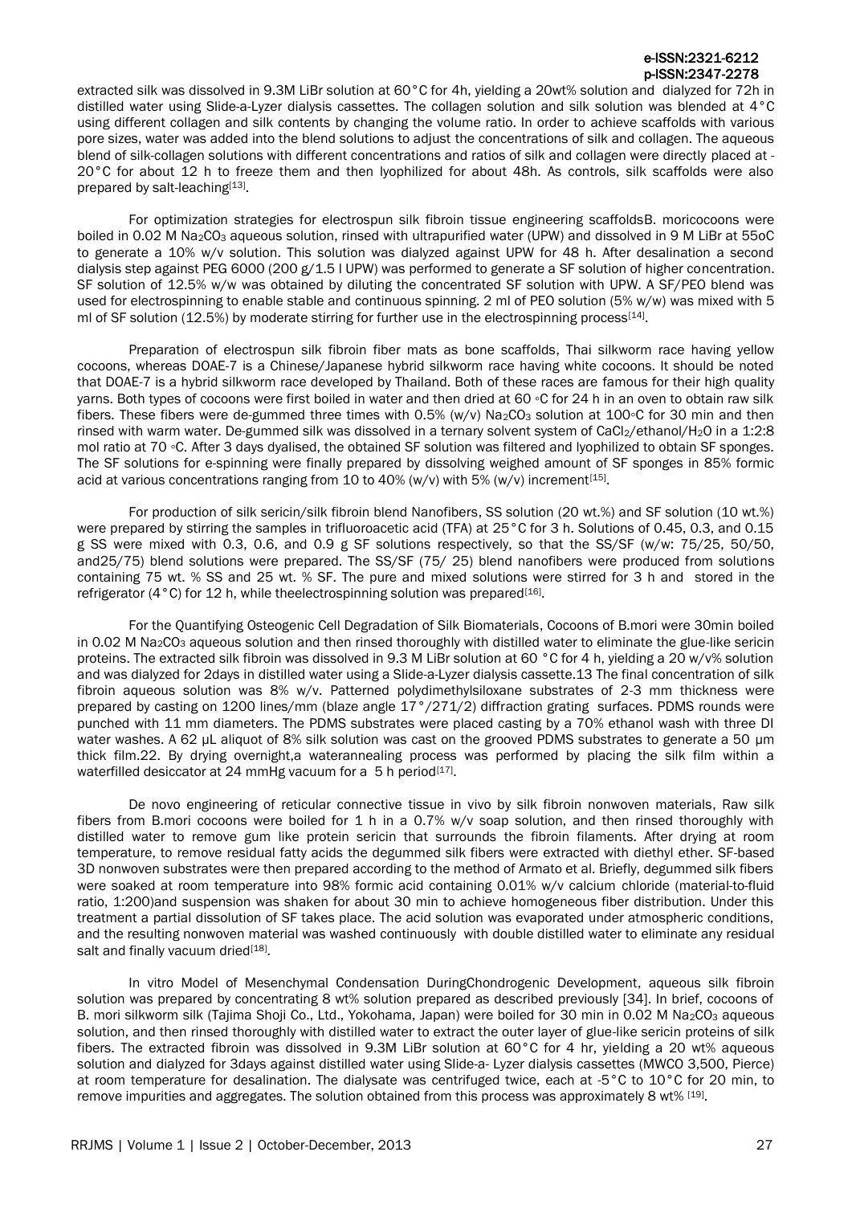extracted silk was dissolved in 9.3M LiBr solution at 60°C for 4h, yielding a 20wt% solution and dialyzed for 72h in distilled water using Slide-a-Lyzer dialysis cassettes. The collagen solution and silk solution was blended at 4°C using different collagen and silk contents by changing the volume ratio. In order to achieve scaffolds with various pore sizes, water was added into the blend solutions to adjust the concentrations of silk and collagen. The aqueous blend of silk-collagen solutions with different concentrations and ratios of silk and collagen were directly placed at -20°C for about 12 h to freeze them and then lyophilized for about 48h. As controls, silk scaffolds were also prepared by salt-leaching[13].

For optimization strategies for electrospun silk fibroin tissue engineering scaffoldsB. moricocoons were boiled in 0.02 M $Na_2CO_3$ aqueous solution, rinsed with ultrapurified water (UPW) and dissolved in 9 M LiBr at 55oC to generate a 10% w/v solution. This solution was dialyzed against UPW for 48 h. After desalination a second dialysis step against PEG 6000 (200 g/1.5 l UPW) was performed to generate a SF solution of higher concentration. SF solution of 12.5% w/w was obtained by diluting the concentrated SF solution with UPW. A SF/PEO blend was used for electrospinning to enable stable and continuous spinning. 2 ml of PEO solution (5% w/w) was mixed with 5 ml of SF solution (12.5%) by moderate stirring for further use in the electrospinning process[14].

Preparation of electrospun silk fibroin fiber mats as bone scaffolds, Thai silkworm race having yellow cocoons, whereas DOAE-7 is a Chinese/Japanese hybrid silkworm race having white cocoons. It should be noted that DOAE-7 is a hybrid silkworm race developed by Thailand. Both of these races are famous for their high quality yarns. Both types of cocoons were first boiled in water and then dried at 60 ◦C for 24 h in an oven to obtain raw silk fibers. These fibers were de-gummed three times with 0.5% (w/v) $Na_2CO_3$ solution at 100◦C for 30 min and then rinsed with warm water. De-gummed silk was dissolved in a ternary solvent system of $CaCl_2$/ethanol/$H_2O$ in a 1:2:8 mol ratio at 70 ◦C. After 3 days dyalised, the obtained SF solution was filtered and lyophilized to obtain SF sponges. The SF solutions for e-spinning were finally prepared by dissolving weighed amount of SF sponges in 85% formic acid at various concentrations ranging from 10 to 40% (w/v) with 5% (w/v) increment[15].

For production of silk sericin/silk fibroin blend Nanofibers, SS solution (20 wt.%) and SF solution (10 wt.%) were prepared by stirring the samples in trifluoroacetic acid (TFA) at 25°C for 3 h. Solutions of 0.45, 0.3, and 0.15 g SS were mixed with 0.3, 0.6, and 0.9 g SF solutions respectively, so that the SS/SF (w/w: 75/25, 50/50, and25/75) blend solutions were prepared. The SS/SF (75/ 25) blend nanofibers were produced from solutions containing 75 wt. % SS and 25 wt. % SF. The pure and mixed solutions were stirred for 3 h and stored in the refrigerator (4°C) for 12 h, while theelectrospinning solution was prepared[16].

For the Quantifying Osteogenic Cell Degradation of Silk Biomaterials, Cocoons of B.mori were 30min boiled in 0.02 M $Na_2CO_3$ aqueous solution and then rinsed thoroughly with distilled water to eliminate the glue-like sericin proteins. The extracted silk fibroin was dissolved in 9.3 M LiBr solution at 60 °C for 4 h, yielding a 20 w/v% solution and was dialyzed for 2days in distilled water using a Slide-a-Lyzer dialysis cassette.13 The final concentration of silk fibroin aqueous solution was 8% w/v. Patterned polydimethylsiloxane substrates of 2-3 mm thickness were prepared by casting on 1200 lines/mm (blaze angle 17°/271/2) diffraction grating surfaces. PDMS rounds were punched with 11 mm diameters. The PDMS substrates were placed casting by a 70% ethanol wash with three DI water washes. A 62 μL aliquot of 8% silk solution was cast on the grooved PDMS substrates to generate a 50 μm thick film.22. By drying overnight,a waterannealing process was performed by placing the silk film within a waterfilled desiccator at 24 mmHg vacuum for a 5 h period[17].

De novo engineering of reticular connective tissue in vivo by silk fibroin nonwoven materials, Raw silk fibers from B.mori cocoons were boiled for 1 h in a 0.7% w/v soap solution, and then rinsed thoroughly with distilled water to remove gum like protein sericin that surrounds the fibroin filaments. After drying at room temperature, to remove residual fatty acids the degummed silk fibers were extracted with diethyl ether. SF-based 3D nonwoven substrates were then prepared according to the method of Armato et al. Briefly, degummed silk fibers were soaked at room temperature into 98% formic acid containing 0.01% w/v calcium chloride (material-to-fluid ratio, 1:200)and suspension was shaken for about 30 min to achieve homogeneous fiber distribution. Under this treatment a partial dissolution of SF takes place. The acid solution was evaporated under atmospheric conditions, and the resulting nonwoven material was washed continuously with double distilled water to eliminate any residual salt and finally vacuum dried[18].

In vitro Model of Mesenchymal Condensation DuringChondrogenic Development, aqueous silk fibroin solution was prepared by concentrating 8 wt% solution prepared as described previously [34]. In brief, cocoons of B. mori silkworm silk (Tajima Shoji Co., Ltd., Yokohama, Japan) were boiled for 30 min in 0.02 M $Na_2CO_3$ aqueous solution, and then rinsed thoroughly with distilled water to extract the outer layer of glue-like sericin proteins of silk fibers. The extracted fibroin was dissolved in 9.3M LiBr solution at 60°C for 4 hr, yielding a 20 wt% aqueous solution and dialyzed for 3days against distilled water using Slide-a- Lyzer dialysis cassettes (MWCO 3,500, Pierce) at room temperature for desalination. The dialysate was centrifuged twice, each at -5°C to 10°C for 20 min, to remove impurities and aggregates. The solution obtained from this process was approximately 8 wt% [19].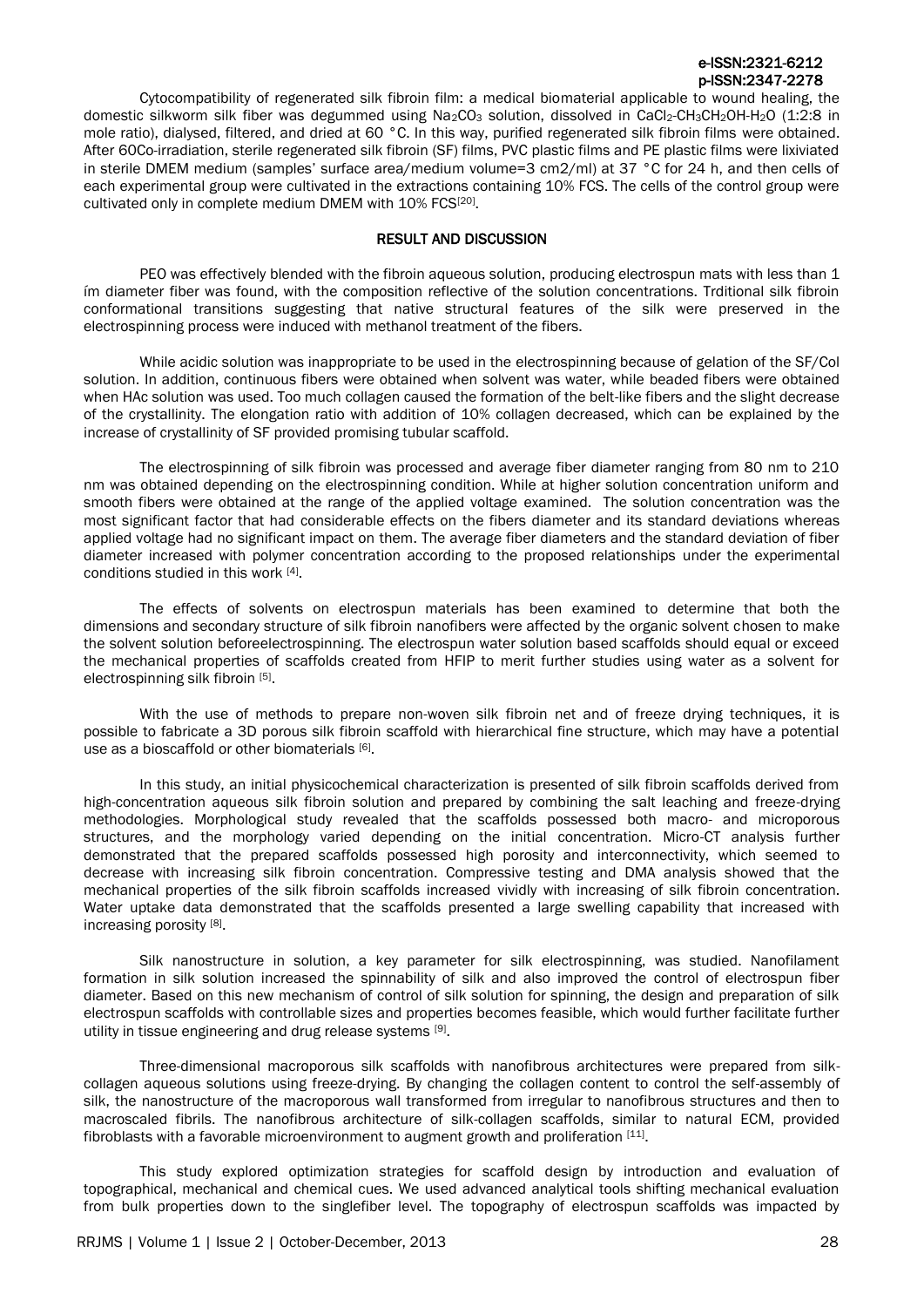Cytocompatibility of regenerated silk fibroin film: a medical biomaterial applicable to wound healing, the domestic silkworm silk fiber was degummed using $Na_2CO_3$ solution, dissolved in $CaCl_2$-$CH_3CH_2OH$-$H_2O$ (1:2:8 in mole ratio), dialysed, filtered, and dried at 60 °C. In this way, purified regenerated silk fibroin films were obtained. After 60Co-irradiation, sterile regenerated silk fibroin (SF) films, PVC plastic films and PE plastic films were lixiviated in sterile DMEM medium (samples' surface area/medium volume=3 cm2/ml) at 37 °C for 24 h, and then cells of each experimental group were cultivated in the extractions containing 10% FCS. The cells of the control group were cultivated only in complete medium DMEM with 10% FCS[20].

## RESULT AND DISCUSSION

PEO was effectively blended with the fibroin aqueous solution, producing electrospun mats with less than 1 ím diameter fiber was found, with the composition reflective of the solution concentrations. Trditional silk fibroin conformational transitions suggesting that native structural features of the silk were preserved in the electrospinning process were induced with methanol treatment of the fibers.

While acidic solution was inappropriate to be used in the electrospinning because of gelation of the SF/Col solution. In addition, continuous fibers were obtained when solvent was water, while beaded fibers were obtained when HAc solution was used. Too much collagen caused the formation of the belt-like fibers and the slight decrease of the crystallinity. The elongation ratio with addition of 10% collagen decreased, which can be explained by the increase of crystallinity of SF provided promising tubular scaffold.

The electrospinning of silk fibroin was processed and average fiber diameter ranging from 80 nm to 210 nm was obtained depending on the electrospinning condition. While at higher solution concentration uniform and smooth fibers were obtained at the range of the applied voltage examined. The solution concentration was the most significant factor that had considerable effects on the fibers diameter and its standard deviations whereas applied voltage had no significant impact on them. The average fiber diameters and the standard deviation of fiber diameter increased with polymer concentration according to the proposed relationships under the experimental conditions studied in this work [4].

The effects of solvents on electrospun materials has been examined to determine that both the dimensions and secondary structure of silk fibroin nanofibers were affected by the organic solvent chosen to make the solvent solution beforeelectrospinning. The electrospun water solution based scaffolds should equal or exceed the mechanical properties of scaffolds created from HFIP to merit further studies using water as a solvent for electrospinning silk fibroin [5].

With the use of methods to prepare non-woven silk fibroin net and of freeze drying techniques, it is possible to fabricate a 3D porous silk fibroin scaffold with hierarchical fine structure, which may have a potential use as a bioscaffold or other biomaterials [6].

In this study, an initial physicochemical characterization is presented of silk fibroin scaffolds derived from high-concentration aqueous silk fibroin solution and prepared by combining the salt leaching and freeze-drying methodologies. Morphological study revealed that the scaffolds possessed both macro- and microporous structures, and the morphology varied depending on the initial concentration. Micro-CT analysis further demonstrated that the prepared scaffolds possessed high porosity and interconnectivity, which seemed to decrease with increasing silk fibroin concentration. Compressive testing and DMA analysis showed that the mechanical properties of the silk fibroin scaffolds increased vividly with increasing of silk fibroin concentration. Water uptake data demonstrated that the scaffolds presented a large swelling capability that increased with increasing porosity [8].

Silk nanostructure in solution, a key parameter for silk electrospinning, was studied. Nanofilament formation in silk solution increased the spinnability of silk and also improved the control of electrospun fiber diameter. Based on this new mechanism of control of silk solution for spinning, the design and preparation of silk electrospun scaffolds with controllable sizes and properties becomes feasible, which would further facilitate further utility in tissue engineering and drug release systems [9].

Three-dimensional macroporous silk scaffolds with nanofibrous architectures were prepared from silk-collagen aqueous solutions using freeze-drying. By changing the collagen content to control the self-assembly of silk, the nanostructure of the macroporous wall transformed from irregular to nanofibrous structures and then to macroscaled fibrils. The nanofibrous architecture of silk-collagen scaffolds, similar to natural ECM, provided fibroblasts with a favorable microenvironment to augment growth and proliferation [11].

This study explored optimization strategies for scaffold design by introduction and evaluation of topographical, mechanical and chemical cues. We used advanced analytical tools shifting mechanical evaluation from bulk properties down to the singlefiber level. The topography of electrospun scaffolds was impacted by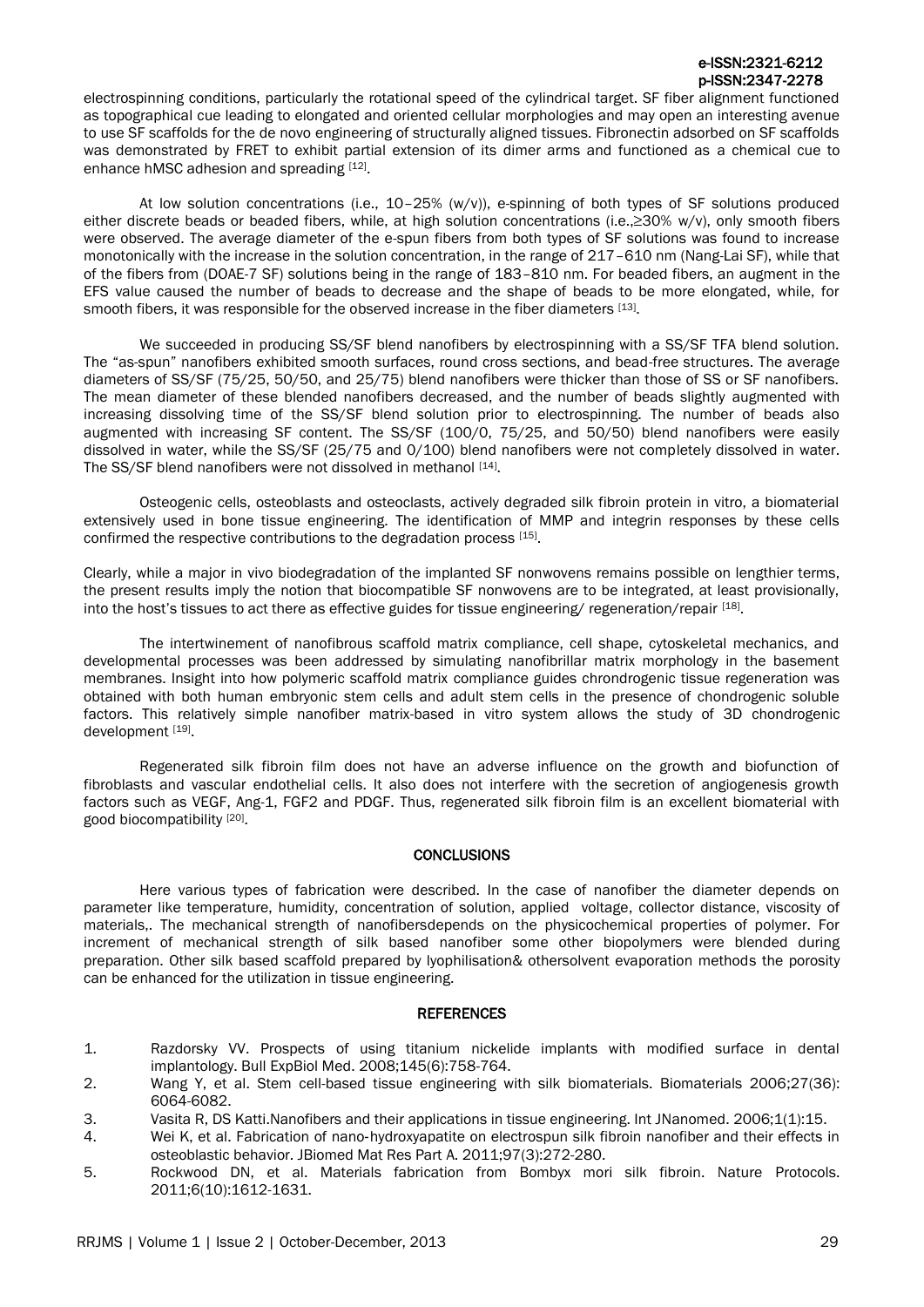electrospinning conditions, particularly the rotational speed of the cylindrical target. SF fiber alignment functioned as topographical cue leading to elongated and oriented cellular morphologies and may open an interesting avenue to use SF scaffolds for the de novo engineering of structurally aligned tissues. Fibronectin adsorbed on SF scaffolds was demonstrated by FRET to exhibit partial extension of its dimer arms and functioned as a chemical cue to enhance hMSC adhesion and spreading [12].

At low solution concentrations (i.e., 10–25% (w/v)), e-spinning of both types of SF solutions produced either discrete beads or beaded fibers, while, at high solution concentrations (i.e.,≥30% w/v), only smooth fibers were observed. The average diameter of the e-spun fibers from both types of SF solutions was found to increase monotonically with the increase in the solution concentration, in the range of 217–610 nm (Nang-Lai SF), while that of the fibers from (DOAE-7 SF) solutions being in the range of 183–810 nm. For beaded fibers, an augment in the EFS value caused the number of beads to decrease and the shape of beads to be more elongated, while, for smooth fibers, it was responsible for the observed increase in the fiber diameters [13].

We succeeded in producing SS/SF blend nanofibers by electrospinning with a SS/SF TFA blend solution. The "as-spun" nanofibers exhibited smooth surfaces, round cross sections, and bead-free structures. The average diameters of SS/SF (75/25, 50/50, and 25/75) blend nanofibers were thicker than those of SS or SF nanofibers. The mean diameter of these blended nanofibers decreased, and the number of beads slightly augmented with increasing dissolving time of the SS/SF blend solution prior to electrospinning. The number of beads also augmented with increasing SF content. The SS/SF (100/0, 75/25, and 50/50) blend nanofibers were easily dissolved in water, while the SS/SF (25/75 and 0/100) blend nanofibers were not completely dissolved in water. The SS/SF blend nanofibers were not dissolved in methanol [14].

Osteogenic cells, osteoblasts and osteoclasts, actively degraded silk fibroin protein in vitro, a biomaterial extensively used in bone tissue engineering. The identification of MMP and integrin responses by these cells confirmed the respective contributions to the degradation process [15].

Clearly, while a major in vivo biodegradation of the implanted SF nonwovens remains possible on lengthier terms, the present results imply the notion that biocompatible SF nonwovens are to be integrated, at least provisionally, into the host's tissues to act there as effective guides for tissue engineering/ regeneration/repair [18].

The intertwinement of nanofibrous scaffold matrix compliance, cell shape, cytoskeletal mechanics, and developmental processes was been addressed by simulating nanofibrillar matrix morphology in the basement membranes. Insight into how polymeric scaffold matrix compliance guides chrondrogenic tissue regeneration was obtained with both human embryonic stem cells and adult stem cells in the presence of chondrogenic soluble factors. This relatively simple nanofiber matrix-based in vitro system allows the study of 3D chondrogenic development [19].

Regenerated silk fibroin film does not have an adverse influence on the growth and biofunction of fibroblasts and vascular endothelial cells. It also does not interfere with the secretion of angiogenesis growth factors such as VEGF, Ang-1, FGF2 and PDGF. Thus, regenerated silk fibroin film is an excellent biomaterial with good biocompatibility [20].

## CONCLUSIONS

Here various types of fabrication were described. In the case of nanofiber the diameter depends on parameter like temperature, humidity, concentration of solution, applied voltage, collector distance, viscosity of materials,. The mechanical strength of nanofibersdepends on the physicochemical properties of polymer. For increment of mechanical strength of silk based nanofiber some other biopolymers were blended during preparation. Other silk based scaffold prepared by lyophilisation& othersolvent evaporation methods the porosity can be enhanced for the utilization in tissue engineering.

## REFERENCES

1. Razdorsky VV. Prospects of using titanium nickelide implants with modified surface in dental implantology. Bull ExpBiol Med. 2008;145(6):758-764.
2. Wang Y, et al. Stem cell-based tissue engineering with silk biomaterials. Biomaterials 2006;27(36): 6064-6082.
3. Vasita R, DS Katti.Nanofibers and their applications in tissue engineering. Int JNanomed. 2006;1(1):15.
4. Wei K, et al. Fabrication of nano-hydroxyapatite on electrospun silk fibroin nanofiber and their effects in osteoblastic behavior. JBiomed Mat Res Part A. 2011;97(3):272-280.
5. Rockwood DN, et al. Materials fabrication from Bombyx mori silk fibroin. Nature Protocols. 2011;6(10):1612-1631.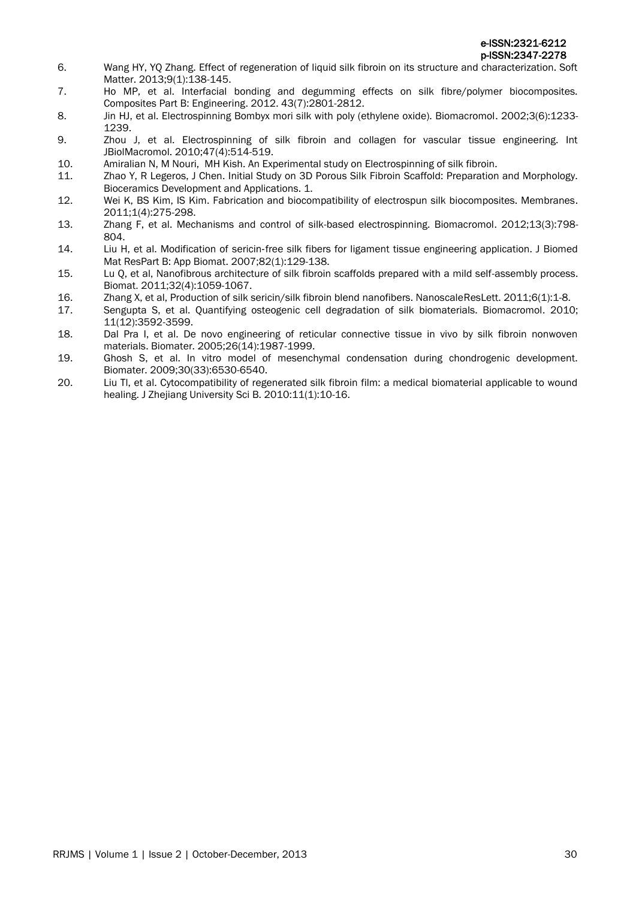6. Wang HY, YQ Zhang. Effect of regeneration of liquid silk fibroin on its structure and characterization. Soft Matter. 2013;9(1):138-145.
7. Ho MP, et al. Interfacial bonding and degumming effects on silk fibre/polymer biocomposites. Composites Part B: Engineering. 2012. 43(7):2801-2812.
8. Jin HJ, et al. Electrospinning Bombyx mori silk with poly (ethylene oxide). Biomacromol. 2002;3(6):1233-1239.
9. Zhou J, et al. Electrospinning of silk fibroin and collagen for vascular tissue engineering. Int JBiolMacromol. 2010;47(4):514-519.
10. Amiralian N, M Nouri, MH Kish. An Experimental study on Electrospinning of silk fibroin.
11. Zhao Y, R Legeros, J Chen. Initial Study on 3D Porous Silk Fibroin Scaffold: Preparation and Morphology. Bioceramics Development and Applications. 1.
12. Wei K, BS Kim, IS Kim. Fabrication and biocompatibility of electrospun silk biocomposites. Membranes. 2011;1(4):275-298.
13. Zhang F, et al. Mechanisms and control of silk-based electrospinning. Biomacromol. 2012;13(3):798-804.
14. Liu H, et al. Modification of sericin-free silk fibers for ligament tissue engineering application. J Biomed Mat ResPart B: App Biomat. 2007;82(1):129-138.
15. Lu Q, et al, Nanofibrous architecture of silk fibroin scaffolds prepared with a mild self-assembly process. Biomat. 2011;32(4):1059-1067.
16. Zhang X, et al, Production of silk sericin/silk fibroin blend nanofibers. NanoscaleResLett. 2011;6(1):1-8.
17. Sengupta S, et al. Quantifying osteogenic cell degradation of silk biomaterials. Biomacromol. 2010; 11(12):3592-3599.
18. Dal Pra I, et al. De novo engineering of reticular connective tissue in vivo by silk fibroin nonwoven materials. Biomater. 2005;26(14):1987-1999.
19. Ghosh S, et al. In vitro model of mesenchymal condensation during chondrogenic development. Biomater. 2009;30(33):6530-6540.
20. Liu Tl, et al. Cytocompatibility of regenerated silk fibroin film: a medical biomaterial applicable to wound healing. J Zhejiang University Sci B. 2010:11(1):10-16.